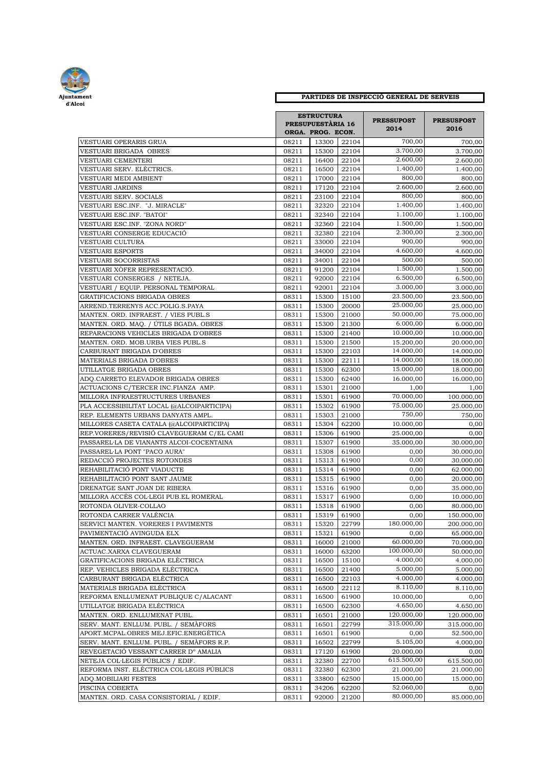Ajuntament d'Alcoi

# PARTIDES DE INSPECCIÓ GENERAL DE SERVEIS

| | ESTRUCTURA PRESSUPUESTÀRIA 16 ORGA. | PROG. | ECON. | PRESSUPOST 2014 | PRESUSPOST 2016 |
|---|---|---|---|---|---|
| VESTUARI OPERARIS GRUA | 08211 | 13300 | 22104 | 700,00 | 700,00 |
| VESTUARI BRIGADA OBRES | 08211 | 15300 | 22104 | 3.700,00 | 3.700,00 |
| VESTUARI CEMENTERI | 08211 | 16400 | 22104 | 2.600,00 | 2.600,00 |
| VESTUARI SERV. ELÈCTRICS. | 08211 | 16500 | 22104 | 1.400,00 | 1.400,00 |
| VESTUARI MEDI AMBIENT | 08211 | 17000 | 22104 | 800,00 | 800,00 |
| VESTUARI JARDINS | 08211 | 17120 | 22104 | 2.600,00 | 2.600,00 |
| VESTUARI SERV. SOCIALS | 08211 | 23100 | 22104 | 800,00 | 800,00 |
| VESTUARI ESC.INF. "J. MIRACLE" | 08211 | 32320 | 22104 | 1.400,00 | 1.400,00 |
| VESTUARI ESC.INF. "BATOI" | 08211 | 32340 | 22104 | 1.100,00 | 1.100,00 |
| VESTUARI ESC.INF. "ZONA NORD" | 08211 | 32360 | 22104 | 1.500,00 | 1.500,00 |
| VESTUARI CONSERGE EDUCACIÓ | 08211 | 32380 | 22104 | 2.300,00 | 2.300,00 |
| VESTUARI CULTURA | 08211 | 33000 | 22104 | 900,00 | 900,00 |
| VESTUARI ESPORTS | 08211 | 34000 | 22104 | 4.600,00 | 4.600,00 |
| VESTUARI SOCORRISTAS | 08211 | 34001 | 22104 | 500,00 | 500,00 |
| VESTUARI XÒFER REPRESENTACIÓ. | 08211 | 91200 | 22104 | 1.500,00 | 1.500,00 |
| VESTUARI CONSERGES / NETEJA. | 08211 | 92000 | 22104 | 6.500,00 | 6.500,00 |
| VESTUARI / EQUIP. PERSONAL TEMPORAL | 08211 | 92001 | 22104 | 3.000,00 | 3.000,00 |
| GRATIFICACIONS BRIGADA OBRES | 08311 | 15300 | 15100 | 23.500,00 | 23.500,00 |
| ARREND.TERRENYS ACC.POLIG.S.PAYA | 08311 | 15300 | 20000 | 25.000,00 | 25.000,00 |
| MANTEN. ORD. INFRAEST. / VIES PUBL.S | 08311 | 15300 | 21000 | 50.000,00 | 75.000,00 |
| MANTEN. ORD. MAQ. / ÚTILS BGADA. OBRES | 08311 | 15300 | 21300 | 6.000,00 | 6.000,00 |
| REPARACIONS VEHICLES BRIGADA D'OBRES | 08311 | 15300 | 21400 | 10.000,00 | 10.000,00 |
| MANTEN. ORD. MOB.URBA VIES PUBL.S | 08311 | 15300 | 21500 | 15.200,00 | 20.000,00 |
| CARBURANT BRIGADA D'OBRES | 08311 | 15300 | 22103 | 14.000,00 | 14.000,00 |
| MATERIALS BRIGADA D'OBRES | 08311 | 15300 | 22111 | 14.000,00 | 18.000,00 |
| UTILLATGE BRIGADA OBRES | 08311 | 15300 | 62300 | 15.000,00 | 18.000,00 |
| ADQ.CARRETO ELEVADOR BRIGADA OBRES | 08311 | 15300 | 62400 | 16.000,00 | 16.000,00 |
| ACTUACIONS C/TERCER INC.FIANZA AMP. | 08311 | 15301 | 21000 | 1,00 | 1,00 |
| MILLORA INFRAESTRUCTURES URBANES | 08311 | 15301 | 61900 | 70.000,00 | 100.000,00 |
| PLA ACCESSIBILITAT LOCAL (@ALCOIPARTICIPA) | 08311 | 15302 | 61900 | 75.000,00 | 25.000,00 |
| REP. ELEMENTS URBANS DANYATS AMPL. | 08311 | 15303 | 21000 | 750,00 | 750,00 |
| MILLORES CASETA CATALA (@ALCOIPARTICIPA) | 08311 | 15304 | 62200 | 10.000,00 | 0,00 |
| REP.VORERES/REVISIÓ CLAVEGUERAM C/EL CAMI | 08311 | 15306 | 61900 | 25.000,00 | 0,00 |
| PASSAREL·LA DE VIANANTS ALCOI-COCENTAINA | 08311 | 15307 | 61900 | 35.000,00 | 30.000,00 |
| PASSAREL·LA PONT "PACO AURA" | 08311 | 15308 | 61900 | 0,00 | 30.000,00 |
| REDACCIÓ PROJECTES ROTONDES | 08311 | 15313 | 61900 | 0,00 | 30.000,00 |
| REHABILITACIÓ PONT VIADUCTE | 08311 | 15314 | 61900 | 0,00 | 62.000,00 |
| REHABILITACIÓ PONT SANT JAUME | 08311 | 15315 | 61900 | 0,00 | 20.000,00 |
| DRENATGE SANT JOAN DE RIBERA | 08311 | 15316 | 61900 | 0,00 | 35.000,00 |
| MILLORA ACCÉS COL·LEGI PUB.EL ROMERAL | 08311 | 15317 | 61900 | 0,00 | 10.000,00 |
| ROTONDA OLIVER-COLLAO | 08311 | 15318 | 61900 | 0,00 | 80.000,00 |
| ROTONDA CARRER VALÈNCIA | 08311 | 15319 | 61900 | 0,00 | 150.000,00 |
| SERVICI MANTEN. VORERES I PAVIMENTS | 08311 | 15320 | 22799 | 180.000,00 | 200.000,00 |
| PAVIMENTACIÓ AVINGUDA ELX | 08311 | 15321 | 61900 | 0,00 | 65.000,00 |
| MANTEN. ORD. INFRAEST. CLAVEGUERAM | 08311 | 16000 | 21000 | 60.000,00 | 70.000,00 |
| ACTUAC.XARXA CLAVEGUERAM | 08311 | 16000 | 63200 | 100.000,00 | 50.000,00 |
| GRATIFICACIONS BRIGADA ELÈCTRICA | 08311 | 16500 | 15100 | 4.000,00 | 4.000,00 |
| REP. VEHICLES BRIGADA ELÈCTRICA | 08311 | 16500 | 21400 | 5.000,00 | 5.000,00 |
| CARBURANT BRIGADA ELÈCTRICA | 08311 | 16500 | 22103 | 4.000,00 | 4.000,00 |
| MATERIALS BRIGADA ELÈCTRICA | 08311 | 16500 | 22112 | 8.110,00 | 8.110,00 |
| REFORMA ENLLUMENAT PUBLIQUE C/ALACANT | 08311 | 16500 | 61900 | 10.000,00 | 0,00 |
| UTILLATGE BRIGADA ELÈCTRICA | 08311 | 16500 | 62300 | 4.650,00 | 4.650,00 |
| MANTEN. ORD. ENLLUMENAT PUBL. | 08311 | 16501 | 21000 | 120.000,00 | 120.000,00 |
| SERV. MANT. ENLLUM. PUBL. / SEMÀFORS | 08311 | 16501 | 22799 | 315.000,00 | 315.000,00 |
| APORT.MCPAL.OBRES MEJ.EFIC.ENERGÈTICA | 08311 | 16501 | 61900 | 0,00 | 52.500,00 |
| SERV. MANT. ENLLUM. PUBL. / SEMÀFORS R.P. | 08311 | 16502 | 22799 | 5.105,00 | 4.000,00 |
| REVEGETACIÓ VESSANT CARRER Dº AMALIA | 08311 | 17120 | 61900 | 20.000,00 | 0,00 |
| NETEJA COL·LEGIS PÚBLICS / EDIF. | 08311 | 32380 | 22700 | 615.500,00 | 615.500,00 |
| REFORMA INST. ELÈCTRICA COL·LEGIS PÚBLICS | 08311 | 32380 | 62300 | 21.000,00 | 21.000,00 |
| ADQ.MOBILIARI FESTES | 08311 | 33800 | 62500 | 15.000,00 | 15.000,00 |
| PISCINA COBERTA | 08311 | 34206 | 62200 | 52.060,00 | 0,00 |
| MANTEN. ORD. CASA CONSISTORIAL / EDIF. | 08311 | 92000 | 21200 | 80.000,00 | 85.000,00 |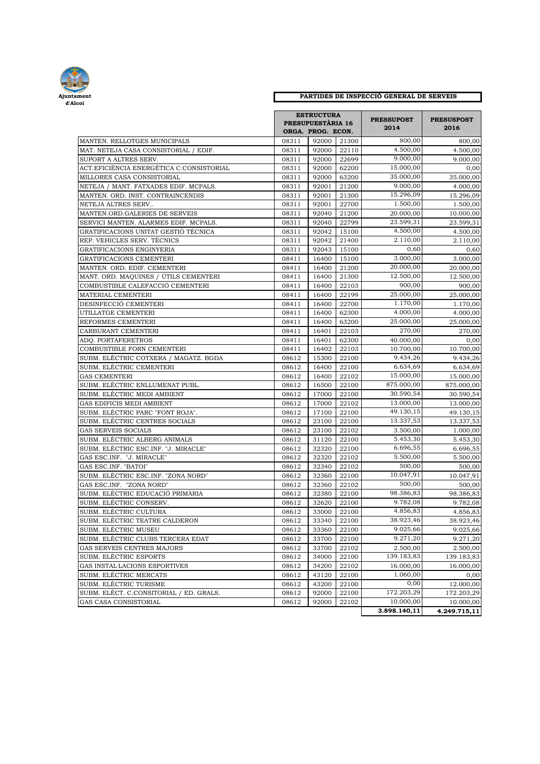Ajuntament d'Alcoi

## PARTIDES DE INSPECCIÓ GENERAL DE SERVEIS

| | ESTRUCTURA PRESSUPUESTÀRIA 16 | | | PRESSUPOST 2014 | PRESSUPOST 2016 |
|---|---|---|---|---|---|
| | ORGA. | PROG. | ECON. | | |
| MANTEN. RELLOTGES MUNICIPALS | 08311 | 92000 | 21300 | 800,00 | 800,00 |
| MAT. NETEJA CASA CONSISTORIAL / EDIF. | 08311 | 92000 | 22110 | 4.500,00 | 4.500,00 |
| SUPORT A ALTRES SERV. | 08311 | 92000 | 22699 | 9.000,00 | 9.000,00 |
| ACT.EFICIÈNCIA ENERGÈTICA C.CONSISTORIAL | 08311 | 92000 | 62200 | 15.000,00 | 0,00 |
| MILLORES CASA CONSISTORIAL | 08311 | 92000 | 63200 | 35.000,00 | 35.000,00 |
| NETEJA / MANT. FATXADES EDIF. MCPALS. | 08311 | 92001 | 21200 | 9.000,00 | 4.000,00 |
| MANTEN. ORD. INST. CONTRAINCENDIS | 08311 | 92001 | 21300 | 15.296,09 | 15.296,09 |
| NETEJA ALTRES SERV.. | 08311 | 92001 | 22700 | 1.500,00 | 1.500,00 |
| MANTEN.ORD.GALERIES DE SERVEIS | 08311 | 92040 | 21200 | 20.000,00 | 10.000,00 |
| SERVICI MANTEN. ALARMES EDIF. MCPALS. | 08311 | 92040 | 22799 | 23.599,31 | 23.599,31 |
| GRATIFICACIONS UNITAT GESTIÓ TÈCNICA | 08311 | 92042 | 15100 | 4.500,00 | 4.500,00 |
| REP. VEHICLES SERV. TÈCNICS | 08311 | 92042 | 21400 | 2.110,00 | 2.110,00 |
| GRATIFICACIONS ENGINYERIA | 08311 | 92043 | 15100 | 0,60 | 0,60 |
| GRATIFICACIONS CEMENTERI | 08411 | 16400 | 15100 | 3.000,00 | 3.000,00 |
| MANTEN. ORD. EDIF. CEMENTERI | 08411 | 16400 | 21200 | 20.000,00 | 20.000,00 |
| MANT. ORD. MAQUINES / ÚTILS CEMENTERI | 08411 | 16400 | 21300 | 12.500,00 | 12.500,00 |
| COMBUSTIBLE CALEFACCIÓ CEMENTERI | 08411 | 16400 | 22103 | 900,00 | 900,00 |
| MATERIAL CEMENTERI | 08411 | 16400 | 22199 | 25.000,00 | 25.000,00 |
| DESINFECCIÓ CEMENTERI | 08411 | 16400 | 22700 | 1.170,00 | 1.170,00 |
| UTILLATGE CEMENTERI | 08411 | 16400 | 62300 | 4.000,00 | 4.000,00 |
| REFORMES CEMENTERI | 08411 | 16400 | 63200 | 25.000,00 | 25.000,00 |
| CARBURANT CEMENTERI | 08411 | 16401 | 22103 | 270,00 | 270,00 |
| ADQ. PORTAFERETROS | 08411 | 16401 | 62300 | 40.000,00 | 0,00 |
| COMBUSTIBLE FORN CEMENTERI | 08411 | 16402 | 22103 | 10.700,00 | 10.700,00 |
| SUBM. ELÈCTRIC COTXERA / MAGATZ. BGDA | 08612 | 15300 | 22100 | 9.434,26 | 9.434,26 |
| SUBM. ELÈCTRIC CEMENTERI | 08612 | 16400 | 22100 | 6.634,69 | 6.634,69 |
| GAS CEMENTERI | 08612 | 16400 | 22102 | 15.000,00 | 15.000,00 |
| SUBM. ELÈCTRIC ENLLUMENAT PUBL. | 08612 | 16500 | 22100 | 875.000,00 | 875.000,00 |
| SUBM. ELÈCTRIC MEDI AMBIENT | 08612 | 17000 | 22100 | 30.590,54 | 30.590,54 |
| GAS EDIFICIS MEDI AMBIENT | 08612 | 17000 | 22102 | 13.000,00 | 13.000,00 |
| SUBM. ELÈCTRIC PARC "FONT ROJA". | 08612 | 17100 | 22100 | 49.130,15 | 49.130,15 |
| SUBM. ELÈCTRIC CENTRES SOCIALS | 08612 | 23100 | 22100 | 13.337,53 | 13.337,53 |
| GAS SERVEIS SOCIALS | 08612 | 23100 | 22102 | 3.500,00 | 1.000,00 |
| SUBM. ELÈCTRIC ALBERG ANIMALS | 08612 | 31120 | 22100 | 5.453,30 | 5.453,30 |
| SUBM. ELÈCTRIC ESC.INF. "J. MIRACLE" | 08612 | 32320 | 22100 | 6.696,55 | 6.696,55 |
| GAS ESC.INF. "J. MIRACLE" | 08612 | 32320 | 22102 | 5.500,00 | 5.500,00 |
| GAS ESC.INF. "BATOI" | 08612 | 32340 | 22102 | 500,00 | 500,00 |
| SUBM. ELÈCTRIC ESC.INF. "ZONA NORD" | 08612 | 32360 | 22100 | 10.047,91 | 10.047,91 |
| GAS ESC.INF. "ZONA NORD" | 08612 | 32360 | 22102 | 500,00 | 500,00 |
| SUBM. ELÈCTRIC EDUCACIÓ PRIMÀRIA | 08612 | 32380 | 22100 | 98.386,83 | 98.386,83 |
| SUBM. ELÈCTRIC CONSERV. | 08612 | 32620 | 22100 | 9.782,08 | 9.782,08 |
| SUBM. ELÈCTRIC CULTURA | 08612 | 33000 | 22100 | 4.856,83 | 4.856,83 |
| SUBM. ELÈCTRIC TEATRE CALDERON | 08612 | 33340 | 22100 | 38.923,46 | 38.923,46 |
| SUBM. ELÈCTRIC MUSEU | 08612 | 33360 | 22100 | 9.025,66 | 9.025,66 |
| SUBM. ELÈCTRIC CLUBS TERCERA EDAT | 08612 | 33700 | 22100 | 9.271,20 | 9.271,20 |
| GAS SERVEIS CENTRES MAJORS | 08612 | 33700 | 22102 | 2.500,00 | 2.500,00 |
| SUBM. ELÈCTRIC ESPORTS | 08612 | 34000 | 22100 | 139.183,83 | 139.183,83 |
| GAS INSTAL·LACIONS ESPORTIVES | 08612 | 34200 | 22102 | 16.000,00 | 16.000,00 |
| SUBM. ELÈCTRIC MERCATS | 08612 | 43120 | 22100 | 1.060,00 | 0,00 |
| SUBM. ELÈCTRIC TURISME | 08612 | 43200 | 22100 | 0,00 | 12.000,00 |
| SUBM. ELÈCT. C.CONSITORIAL / ED. GRALS. | 08612 | 92000 | 22100 | 172.203,29 | 172.203,29 |
| GAS CASA CONSISTORIAL | 08612 | 92000 | 22102 | 10.000,00 | 10.000,00 |
| | | | | **3.898.140,11** | **4.249.715,11** |